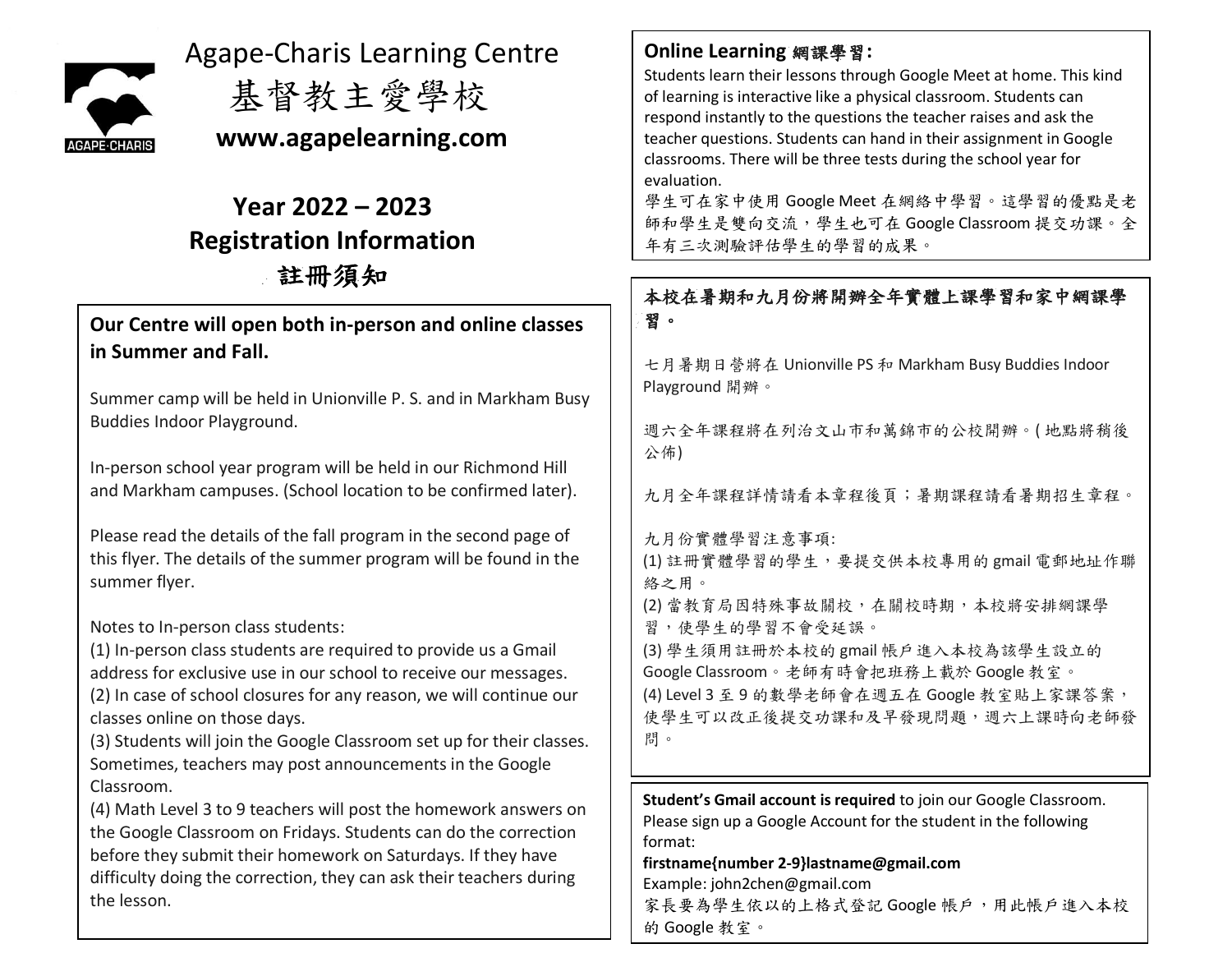# Agape-Charis Learning Centre

# 基督教主愛學校

**www.agapelearning.com**

## Year 2022 – 2023 Registration Information

## 註冊須知

**Our Centre will open both in-person and online classes in Summer and Fall.**

Summer camp will be held in Unionville P. S. and in Markham Busy Buddies Indoor Playground.

In-person school year program will be held in our Richmond Hill and Markham campuses. (School location to be confirmed later).

Please read the details of the fall program in the second page of this flyer. The details of the summer program will be found in the summer flyer.

Notes to In-person class students:

(1) In-person class students are required to provide us a Gmail address for exclusive use in our school to receive our messages.

(2) In case of school closures for any reason, we will continue our classes online on those days.

(3) Students will join the Google Classroom set up for their classes. Sometimes, teachers may post announcements in the Google Classroom.

(4) Math Level 3 to 9 teachers will post the homework answers on the Google Classroom on Fridays. Students can do the correction before they submit their homework on Saturdays. If they have difficulty doing the correction, they can ask their teachers during the lesson.

**Online Learning 網課學習:**

Students learn their lessons through Google Meet at home. This kind of learning is interactive like a physical classroom. Students can respond instantly to the questions the teacher raises and ask the teacher questions. Students can hand in their assignment in Google classrooms. There will be three tests during the school year for evaluation.

學生可在家中使用 Google Meet 在網絡中學習。這學習的優點是老師和學生是雙向交流，學生也可在 Google Classroom 提交功課。全年有三次測驗評估學生的學習的成果。

**本校在暑期和九月份將開辦全年實體上課學習和家中網課學習。**

七月暑期日營將在 Unionville PS 和 Markham Busy Buddies Indoor Playground 開辦。

週六全年課程將在列治文山市和萬錦市的公校開辦。( 地點將稍後公佈)

九月全年課程詳情請看本章程後頁；暑期課程請看暑期招生章程。

九月份實體學習注意事項:

(1) 註冊實體學習的學生，要提交供本校專用的 gmail 電郵地址作聯絡之用。

(2) 當教育局因特殊事故關校，在關校時期，本校將安排網課學習，使學生的學習不會受延誤。

(3) 學生須用註冊於本校的 gmail 帳戶進入本校為該學生設立的 Google Classroom。老師有時會把班務上載於 Google 教室。

(4) Level 3 至 9 的數學老師會在週五在 Google 教室貼上家課答案，使學生可以改正後提交功課和及早發現問題，週六上課時向老師發問。

**Student's Gmail account is required** to join our Google Classroom. Please sign up a Google Account for the student in the following format:

**firstname{number 2-9}lastname@gmail.com**

Example: john2chen@gmail.com

家長要為學生依以的上格式登記 Google 帳戶，用此帳戶進入本校的 Google 教室。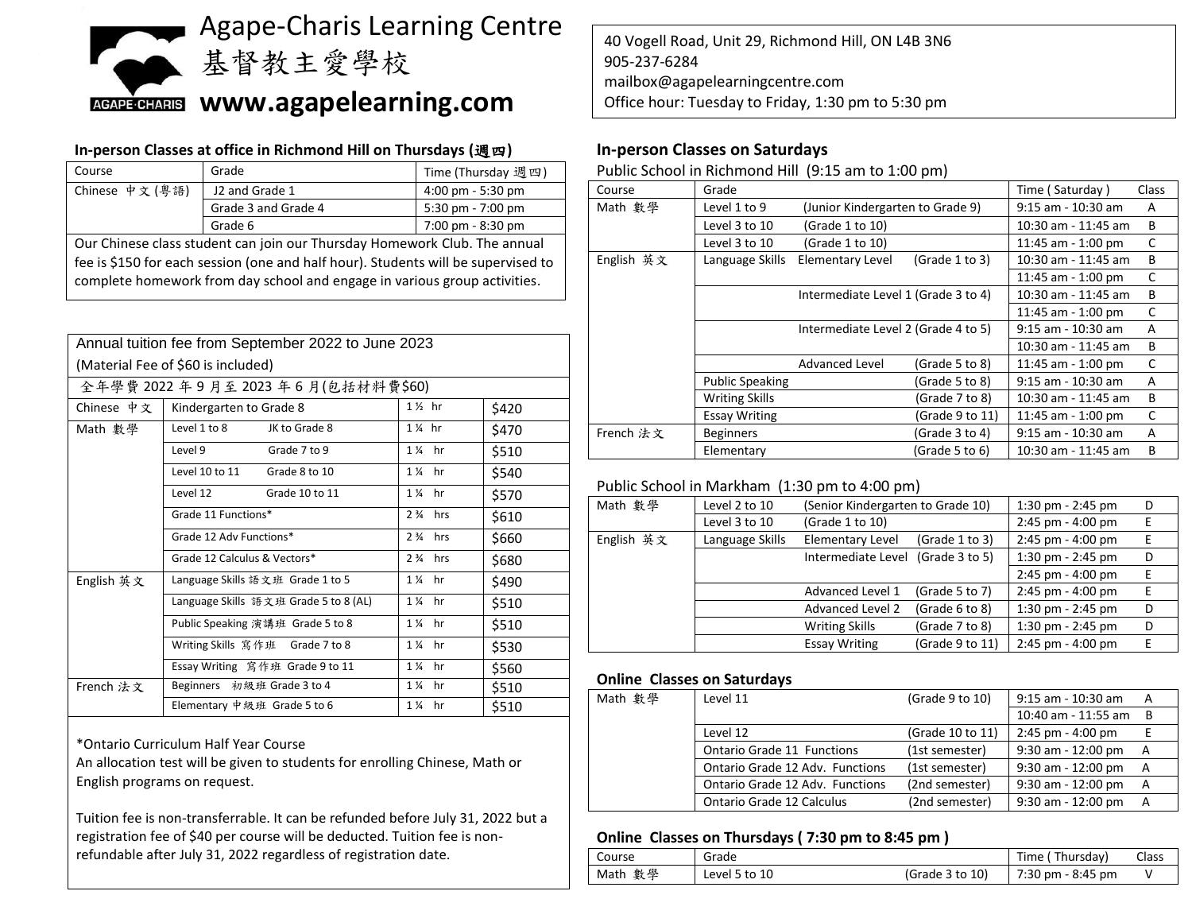# Agape-Charis Learning Centre
# 基督教主愛學校
## www.agapelearning.com

40 Vogell Road, Unit 29, Richmond Hill, ON L4B 3N6
905-237-6284
mailbox@agapelearningcentre.com
Office hour: Tuesday to Friday, 1:30 pm to 5:30 pm

### In-person Classes at office in Richmond Hill on Thursdays (週四)

| Course | Grade | Time (Thursday 週四) |
|---|---|---|
| Chinese 中文 (粵語) | J2 and Grade 1 | 4:00 pm - 5:30 pm |
| | Grade 3 and Grade 4 | 5:30 pm - 7:00 pm |
| | Grade 6 | 7:00 pm - 8:30 pm |

Our Chinese class student can join our Thursday Homework Club. The annual fee is $150 for each session (one and half hour). Students will be supervised to complete homework from day school and engage in various group activities.

| Annual tuition fee from September 2022 to June 2023 (Material Fee of $60 is included) 全年學費 2022 年 9 月至 2023 年 6 月(包括材料費$60) | | | |
|---|---|---|---|
| Chinese 中文 | Kindergarten to Grade 8 | 1 ½ hr | $420 |
| Math 數學 | Level 1 to 8 JK to Grade 8 | 1 ¼ hr | $470 |
| | Level 9 Grade 7 to 9 | 1 ¼ hr | $510 |
| | Level 10 to 11 Grade 8 to 10 | 1 ¼ hr | $540 |
| | Level 12 Grade 10 to 11 | 1 ¼ hr | $570 |
| | Grade 11 Functions* | 2 ¾ hrs | $610 |
| | Grade 12 Adv Functions* | 2 ¾ hrs | $660 |
| | Grade 12 Calculus & Vectors* | 2 ¾ hrs | $680 |
| English 英文 | Language Skills 語文班 Grade 1 to 5 | 1 ¼ hr | $490 |
| | Language Skills 語文班 Grade 5 to 8 (AL) | 1 ¼ hr | $510 |
| | Public Speaking 演講班 Grade 5 to 8 | 1 ¼ hr | $510 |
| | Writing Skills 寫作班 Grade 7 to 8 | 1 ¼ hr | $530 |
| | Essay Writing 寫作班 Grade 9 to 11 | 1 ¼ hr | $560 |
| French 法文 | Beginners 初級班 Grade 3 to 4 | 1 ¼ hr | $510 |
| | Elementary 中級班 Grade 5 to 6 | 1 ¼ hr | $510 |

*Ontario Curriculum Half Year Course

An allocation test will be given to students for enrolling Chinese, Math or English programs on request.

Tuition fee is non-transferrable. It can be refunded before July 31, 2022 but a registration fee of $40 per course will be deducted. Tuition fee is non-refundable after July 31, 2022 regardless of registration date.

### In-person Classes on Saturdays

Public School in Richmond Hill (9:15 am to 1:00 pm)

| Course | Grade | | Time ( Saturday ) | Class |
|---|---|---|---|---|
| Math 數學 | Level 1 to 9 | (Junior Kindergarten to Grade 9) | 9:15 am - 10:30 am | A |
| | Level 3 to 10 | (Grade 1 to 10) | 10:30 am - 11:45 am | B |
| | Level 3 to 10 | (Grade 1 to 10) | 11:45 am - 1:00 pm | C |
| English 英文 | Language Skills Elementary Level | (Grade 1 to 3) | 10:30 am - 11:45 am | B |
| | | | 11:45 am - 1:00 pm | C |
| | Intermediate Level 1 | (Grade 3 to 4) | 10:30 am - 11:45 am | B |
| | | | 11:45 am - 1:00 pm | C |
| | Intermediate Level 2 | (Grade 4 to 5) | 9:15 am - 10:30 am | A |
| | | | 10:30 am - 11:45 am | B |
| | Advanced Level | (Grade 5 to 8) | 11:45 am - 1:00 pm | C |
| | Public Speaking | (Grade 5 to 8) | 9:15 am - 10:30 am | A |
| | Writing Skills | (Grade 7 to 8) | 10:30 am - 11:45 am | B |
| | Essay Writing | (Grade 9 to 11) | 11:45 am - 1:00 pm | C |
| French 法文 | Beginners | (Grade 3 to 4) | 9:15 am - 10:30 am | A |
| | Elementary | (Grade 5 to 6) | 10:30 am - 11:45 am | B |

Public School in Markham (1:30 pm to 4:00 pm)

| Course | Grade | | Time | Class |
|---|---|---|---|---|
| Math 數學 | Level 2 to 10 | (Senior Kindergarten to Grade 10) | 1:30 pm - 2:45 pm | D |
| | Level 3 to 10 | (Grade 1 to 10) | 2:45 pm - 4:00 pm | E |
| English 英文 | Language Skills Elementary Level | (Grade 1 to 3) | 2:45 pm - 4:00 pm | E |
| | Intermediate Level | (Grade 3 to 5) | 1:30 pm - 2:45 pm | D |
| | | | 2:45 pm - 4:00 pm | E |
| | Advanced Level 1 | (Grade 5 to 7) | 2:45 pm - 4:00 pm | E |
| | Advanced Level 2 | (Grade 6 to 8) | 1:30 pm - 2:45 pm | D |
| | Writing Skills | (Grade 7 to 8) | 1:30 pm - 2:45 pm | D |
| | Essay Writing | (Grade 9 to 11) | 2:45 pm - 4:00 pm | E |

### Online Classes on Saturdays

| Course | Grade | | Time | Class |
|---|---|---|---|---|
| Math 數學 | Level 11 | (Grade 9 to 10) | 9:15 am - 10:30 am | A |
| | | | 10:40 am - 11:55 am | B |
| | Level 12 | (Grade 10 to 11) | 2:45 pm - 4:00 pm | E |
| | Ontario Grade 11 Functions | (1st semester) | 9:30 am - 12:00 pm | A |
| | Ontario Grade 12 Adv. Functions | (1st semester) | 9:30 am - 12:00 pm | A |
| | Ontario Grade 12 Adv. Functions | (2nd semester) | 9:30 am - 12:00 pm | A |
| | Ontario Grade 12 Calculus | (2nd semester) | 9:30 am - 12:00 pm | A |

### Online Classes on Thursdays ( 7:30 pm to 8:45 pm )

| Course | Grade | | Time ( Thursday) | Class |
|---|---|---|---|---|
| Math 數學 | Level 5 to 10 | (Grade 3 to 10) | 7:30 pm - 8:45 pm | V |